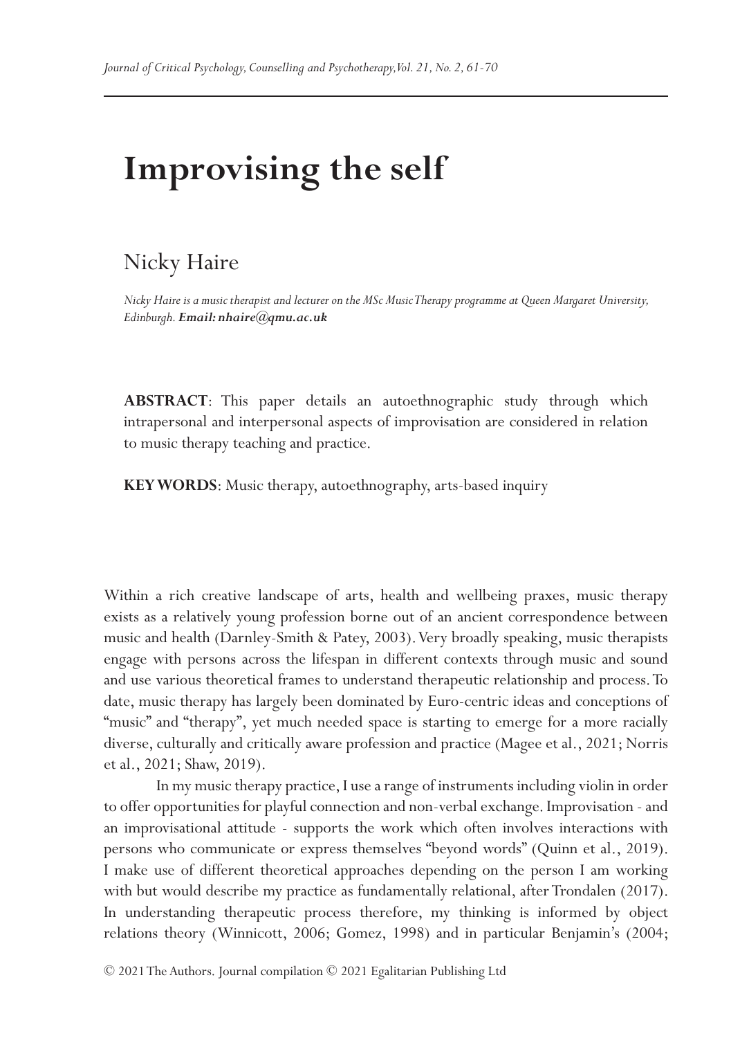# Improvising the self

## Nicky Haire

*Nicky Haire is a music therapist and lecturer on the MSc Music Therapy programme at Queen Margaret University, Edinburgh.* ***Email: nhaire@qmu.ac.uk***

**ABSTRACT**: This paper details an autoethnographic study through which intrapersonal and interpersonal aspects of improvisation are considered in relation to music therapy teaching and practice.

**KEY WORDS**: Music therapy, autoethnography, arts-based inquiry

Within a rich creative landscape of arts, health and wellbeing praxes, music therapy exists as a relatively young profession borne out of an ancient correspondence between music and health (Darnley-Smith & Patey, 2003). Very broadly speaking, music therapists engage with persons across the lifespan in different contexts through music and sound and use various theoretical frames to understand therapeutic relationship and process. To date, music therapy has largely been dominated by Euro-centric ideas and conceptions of "music" and "therapy", yet much needed space is starting to emerge for a more racially diverse, culturally and critically aware profession and practice (Magee et al., 2021; Norris et al., 2021; Shaw, 2019).

In my music therapy practice, I use a range of instruments including violin in order to offer opportunities for playful connection and non-verbal exchange. Improvisation - and an improvisational attitude - supports the work which often involves interactions with persons who communicate or express themselves "beyond words" (Quinn et al., 2019). I make use of different theoretical approaches depending on the person I am working with but would describe my practice as fundamentally relational, after Trondalen (2017). In understanding therapeutic process therefore, my thinking is informed by object relations theory (Winnicott, 2006; Gomez, 1998) and in particular Benjamin's (2004;

© 2021 The Authors. Journal compilation © 2021 Egalitarian Publishing Ltd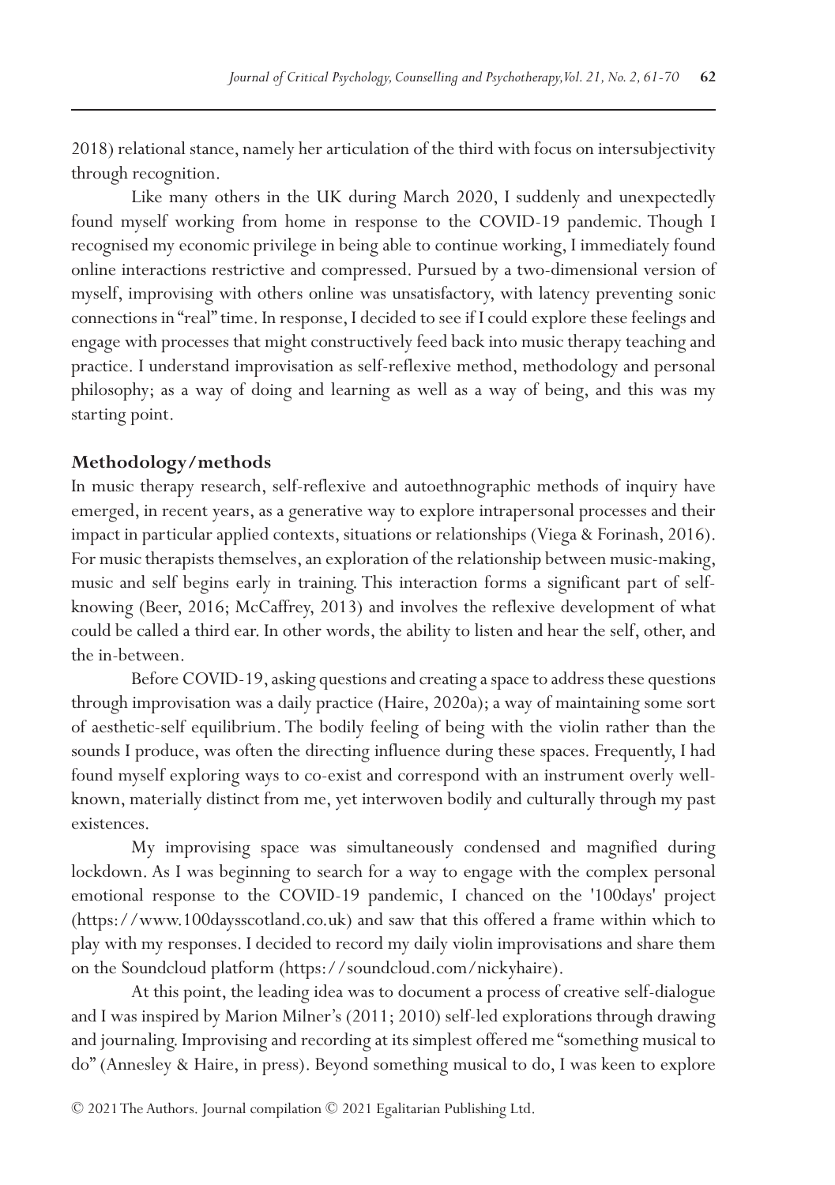2018) relational stance, namely her articulation of the third with focus on intersubjectivity through recognition.

Like many others in the UK during March 2020, I suddenly and unexpectedly found myself working from home in response to the COVID-19 pandemic. Though I recognised my economic privilege in being able to continue working, I immediately found online interactions restrictive and compressed. Pursued by a two-dimensional version of myself, improvising with others online was unsatisfactory, with latency preventing sonic connections in "real" time. In response, I decided to see if I could explore these feelings and engage with processes that might constructively feed back into music therapy teaching and practice. I understand improvisation as self-reflexive method, methodology and personal philosophy; as a way of doing and learning as well as a way of being, and this was my starting point.

## Methodology/methods

In music therapy research, self-reflexive and autoethnographic methods of inquiry have emerged, in recent years, as a generative way to explore intrapersonal processes and their impact in particular applied contexts, situations or relationships (Viega & Forinash, 2016). For music therapists themselves, an exploration of the relationship between music-making, music and self begins early in training. This interaction forms a significant part of self-knowing (Beer, 2016; McCaffrey, 2013) and involves the reflexive development of what could be called a third ear. In other words, the ability to listen and hear the self, other, and the in-between.

Before COVID-19, asking questions and creating a space to address these questions through improvisation was a daily practice (Haire, 2020a); a way of maintaining some sort of aesthetic-self equilibrium. The bodily feeling of being with the violin rather than the sounds I produce, was often the directing influence during these spaces. Frequently, I had found myself exploring ways to co-exist and correspond with an instrument overly well-known, materially distinct from me, yet interwoven bodily and culturally through my past existences.

My improvising space was simultaneously condensed and magnified during lockdown. As I was beginning to search for a way to engage with the complex personal emotional response to the COVID-19 pandemic, I chanced on the '100days' project (https://www.100daysscotland.co.uk) and saw that this offered a frame within which to play with my responses. I decided to record my daily violin improvisations and share them on the Soundcloud platform (https://soundcloud.com/nickyhaire).

At this point, the leading idea was to document a process of creative self-dialogue and I was inspired by Marion Milner's (2011; 2010) self-led explorations through drawing and journaling. Improvising and recording at its simplest offered me "something musical to do" (Annesley & Haire, in press). Beyond something musical to do, I was keen to explore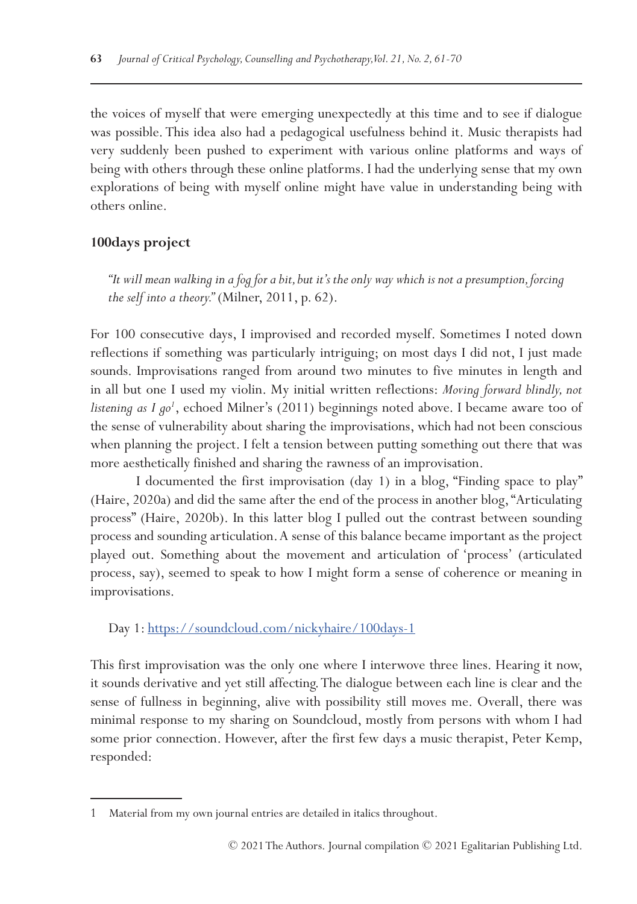the voices of myself that were emerging unexpectedly at this time and to see if dialogue was possible. This idea also had a pedagogical usefulness behind it. Music therapists had very suddenly been pushed to experiment with various online platforms and ways of being with others through these online platforms. I had the underlying sense that my own explorations of being with myself online might have value in understanding being with others online.

## 100days project

> *"It will mean walking in a fog for a bit, but it's the only way which is not a presumption, forcing the self into a theory."* (Milner, 2011, p. 62).

For 100 consecutive days, I improvised and recorded myself. Sometimes I noted down reflections if something was particularly intriguing; on most days I did not, I just made sounds. Improvisations ranged from around two minutes to five minutes in length and in all but one I used my violin. My initial written reflections: *Moving forward blindly, not listening as I go*[1], echoed Milner's (2011) beginnings noted above. I became aware too of the sense of vulnerability about sharing the improvisations, which had not been conscious when planning the project. I felt a tension between putting something out there that was more aesthetically finished and sharing the rawness of an improvisation.

I documented the first improvisation (day 1) in a blog, "Finding space to play" (Haire, 2020a) and did the same after the end of the process in another blog, "Articulating process" (Haire, 2020b). In this latter blog I pulled out the contrast between sounding process and sounding articulation. A sense of this balance became important as the project played out. Something about the movement and articulation of 'process' (articulated process, say), seemed to speak to how I might form a sense of coherence or meaning in improvisations.

Day 1: [https://soundcloud.com/nickyhaire/100days-1](https://soundcloud.com/nickyhaire/100days-1)

This first improvisation was the only one where I interwove three lines. Hearing it now, it sounds derivative and yet still affecting. The dialogue between each line is clear and the sense of fullness in beginning, alive with possibility still moves me. Overall, there was minimal response to my sharing on Soundcloud, mostly from persons with whom I had some prior connection. However, after the first few days a music therapist, Peter Kemp, responded:

---

1 Material from my own journal entries are detailed in italics throughout.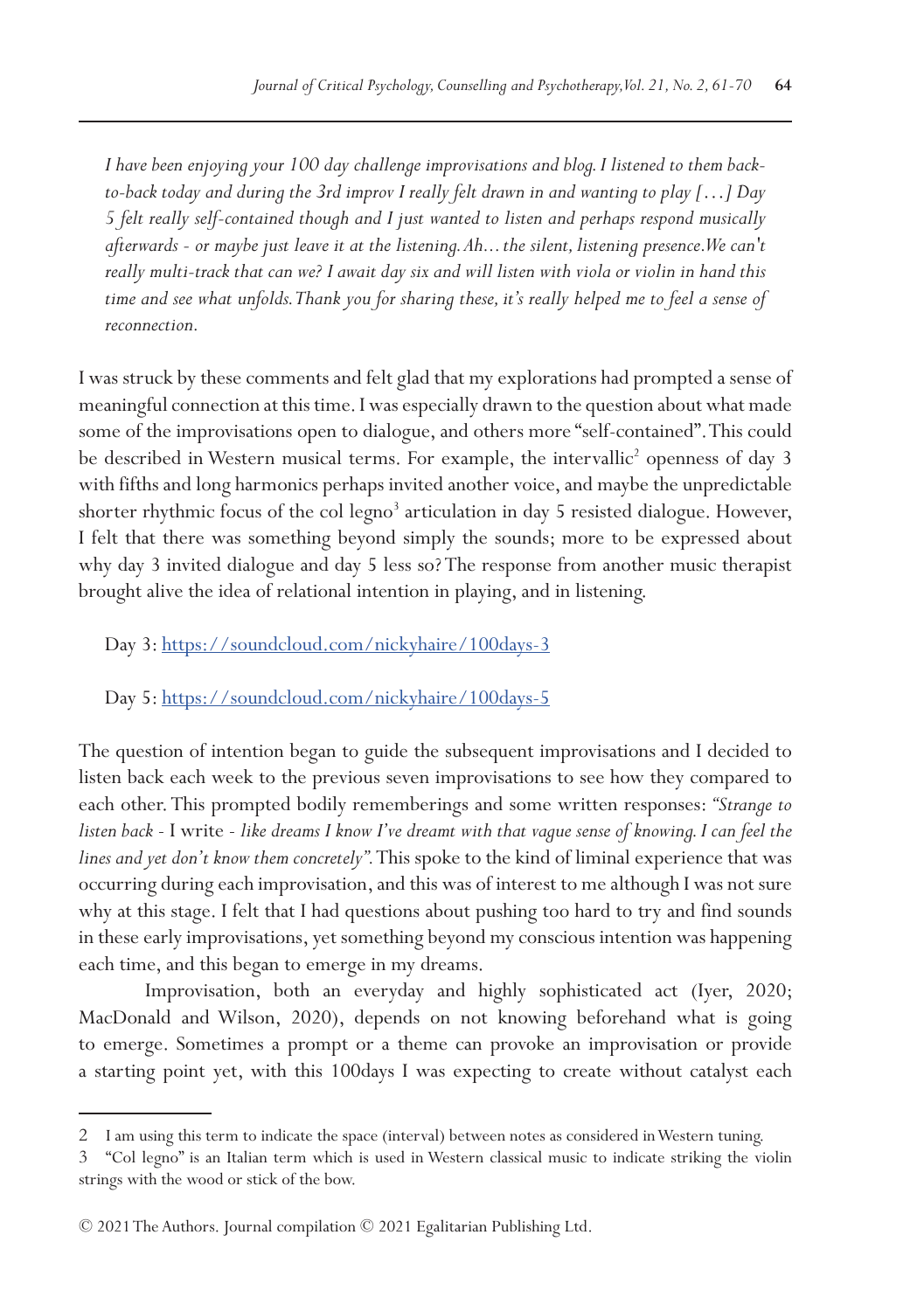*I have been enjoying your 100 day challenge improvisations and blog. I listened to them back-to-back today and during the 3rd improv I really felt drawn in and wanting to play [...] Day 5 felt really self-contained though and I just wanted to listen and perhaps respond musically afterwards - or maybe just leave it at the listening. Ah... the silent, listening presence. We can't really multi-track that can we? I await day six and will listen with viola or violin in hand this time and see what unfolds. Thank you for sharing these, it's really helped me to feel a sense of reconnection.*

I was struck by these comments and felt glad that my explorations had prompted a sense of meaningful connection at this time. I was especially drawn to the question about what made some of the improvisations open to dialogue, and others more "self-contained". This could be described in Western musical terms. For example, the intervallic[2] openness of day 3 with fifths and long harmonics perhaps invited another voice, and maybe the unpredictable shorter rhythmic focus of the col legno[3] articulation in day 5 resisted dialogue. However, I felt that there was something beyond simply the sounds; more to be expressed about why day 3 invited dialogue and day 5 less so? The response from another music therapist brought alive the idea of relational intention in playing, and in listening.

Day 3: https://soundcloud.com/nickyhaire/100days-3

Day 5: https://soundcloud.com/nickyhaire/100days-5

The question of intention began to guide the subsequent improvisations and I decided to listen back each week to the previous seven improvisations to see how they compared to each other. This prompted bodily rememberings and some written responses: *"Strange to listen back -* I write *- like dreams I know I've dreamt with that vague sense of knowing. I can feel the lines and yet don't know them concretely".* This spoke to the kind of liminal experience that was occurring during each improvisation, and this was of interest to me although I was not sure why at this stage. I felt that I had questions about pushing too hard to try and find sounds in these early improvisations, yet something beyond my conscious intention was happening each time, and this began to emerge in my dreams.

Improvisation, both an everyday and highly sophisticated act (Iyer, 2020; MacDonald and Wilson, 2020), depends on not knowing beforehand what is going to emerge. Sometimes a prompt or a theme can provoke an improvisation or provide a starting point yet, with this 100days I was expecting to create without catalyst each

---

2 I am using this term to indicate the space (interval) between notes as considered in Western tuning.

3 "Col legno" is an Italian term which is used in Western classical music to indicate striking the violin strings with the wood or stick of the bow.

© 2021 The Authors. Journal compilation © 2021 Egalitarian Publishing Ltd.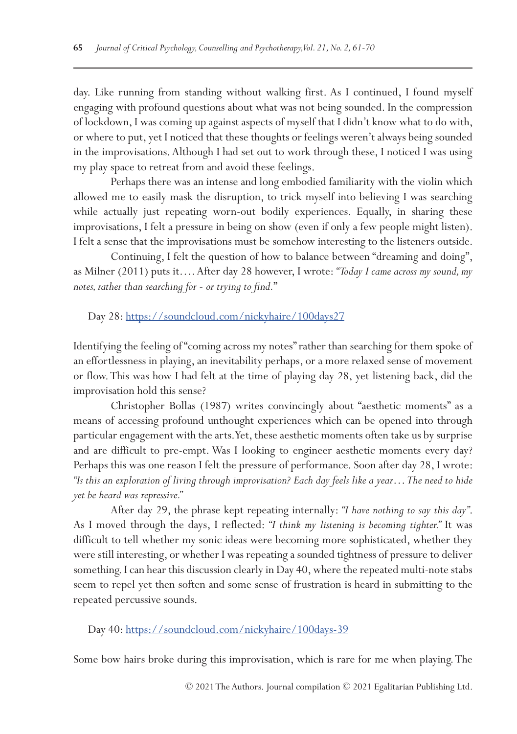day. Like running from standing without walking first. As I continued, I found myself engaging with profound questions about what was not being sounded. In the compression of lockdown, I was coming up against aspects of myself that I didn't know what to do with, or where to put, yet I noticed that these thoughts or feelings weren't always being sounded in the improvisations. Although I had set out to work through these, I noticed I was using my play space to retreat from and avoid these feelings.

Perhaps there was an intense and long embodied familiarity with the violin which allowed me to easily mask the disruption, to trick myself into believing I was searching while actually just repeating worn-out bodily experiences. Equally, in sharing these improvisations, I felt a pressure in being on show (even if only a few people might listen). I felt a sense that the improvisations must be somehow interesting to the listeners outside.

Continuing, I felt the question of how to balance between "dreaming and doing", as Milner (2011) puts it.... After day 28 however, I wrote: *"Today I came across my sound, my notes, rather than searching for - or trying to find."*

Day 28: https://soundcloud.com/nickyhaire/100days27

Identifying the feeling of "coming across my notes" rather than searching for them spoke of an effortlessness in playing, an inevitability perhaps, or a more relaxed sense of movement or flow. This was how I had felt at the time of playing day 28, yet listening back, did the improvisation hold this sense?

Christopher Bollas (1987) writes convincingly about "aesthetic moments" as a means of accessing profound unthought experiences which can be opened into through particular engagement with the arts. Yet, these aesthetic moments often take us by surprise and are difficult to pre-empt. Was I looking to engineer aesthetic moments every day? Perhaps this was one reason I felt the pressure of performance. Soon after day 28, I wrote: *"Is this an exploration of living through improvisation? Each day feels like a year… The need to hide yet be heard was repressive."*

After day 29, the phrase kept repeating internally: *"I have nothing to say this day"*. As I moved through the days, I reflected: *"I think my listening is becoming tighter."* It was difficult to tell whether my sonic ideas were becoming more sophisticated, whether they were still interesting, or whether I was repeating a sounded tightness of pressure to deliver something. I can hear this discussion clearly in Day 40, where the repeated multi-note stabs seem to repel yet then soften and some sense of frustration is heard in submitting to the repeated percussive sounds.

Day 40: https://soundcloud.com/nickyhaire/100days-39

Some bow hairs broke during this improvisation, which is rare for me when playing. The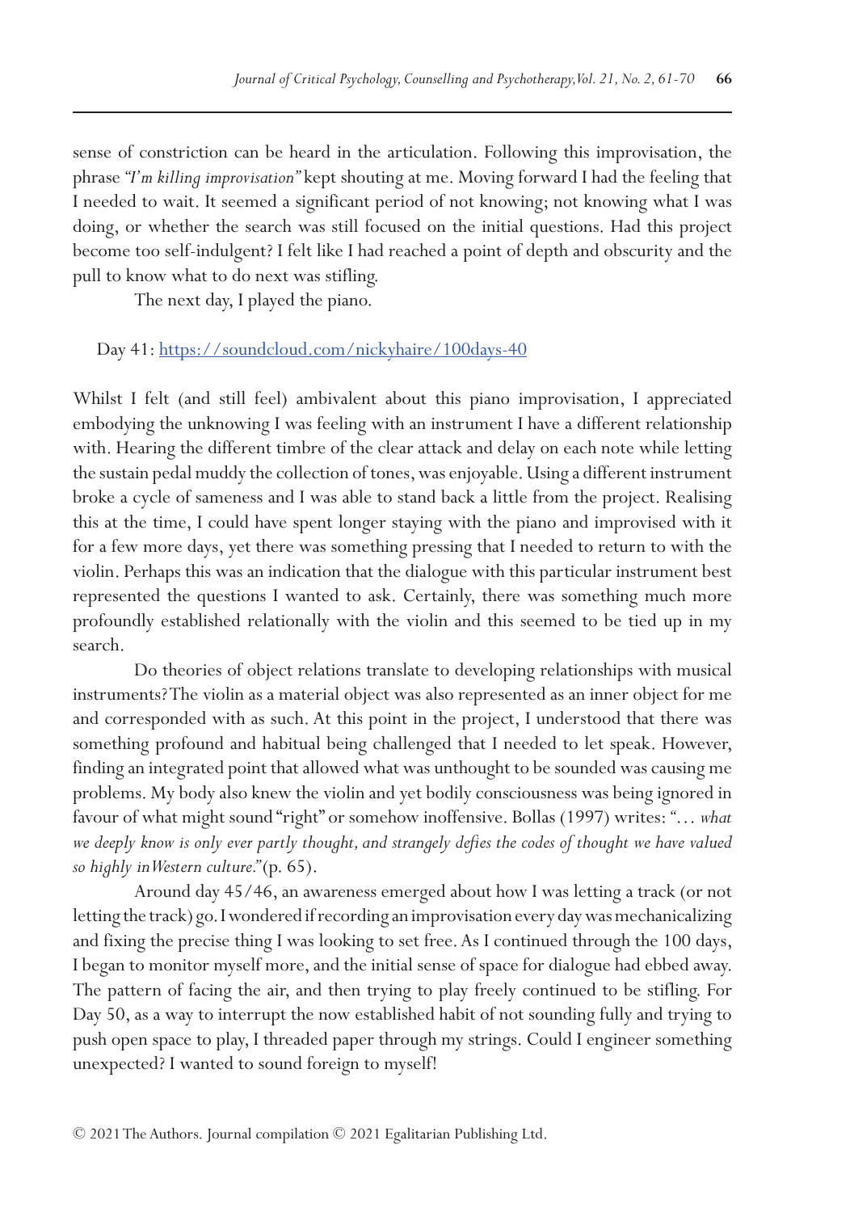sense of constriction can be heard in the articulation. Following this improvisation, the phrase *"I'm killing improvisation"* kept shouting at me. Moving forward I had the feeling that I needed to wait. It seemed a significant period of not knowing; not knowing what I was doing, or whether the search was still focused on the initial questions. Had this project become too self-indulgent? I felt like I had reached a point of depth and obscurity and the pull to know what to do next was stifling.

The next day, I played the piano.

Day 41: [https://soundcloud.com/nickyhaire/100days-40](https://soundcloud.com/nickyhaire/100days-40)

Whilst I felt (and still feel) ambivalent about this piano improvisation, I appreciated embodying the unknowing I was feeling with an instrument I have a different relationship with. Hearing the different timbre of the clear attack and delay on each note while letting the sustain pedal muddy the collection of tones, was enjoyable. Using a different instrument broke a cycle of sameness and I was able to stand back a little from the project. Realising this at the time, I could have spent longer staying with the piano and improvised with it for a few more days, yet there was something pressing that I needed to return to with the violin. Perhaps this was an indication that the dialogue with this particular instrument best represented the questions I wanted to ask. Certainly, there was something much more profoundly established relationally with the violin and this seemed to be tied up in my search.

Do theories of object relations translate to developing relationships with musical instruments? The violin as a material object was also represented as an inner object for me and corresponded with as such. At this point in the project, I understood that there was something profound and habitual being challenged that I needed to let speak. However, finding an integrated point that allowed what was unthought to be sounded was causing me problems. My body also knew the violin and yet bodily consciousness was being ignored in favour of what might sound "right" or somehow inoffensive. Bollas (1997) writes: "*… what we deeply know is only ever partly thought, and strangely defies the codes of thought we have valued so highly in Western culture.*" (p. 65).

Around day 45/46, an awareness emerged about how I was letting a track (or not letting the track) go. I wondered if recording an improvisation every day was mechanicalizing and fixing the precise thing I was looking to set free. As I continued through the 100 days, I began to monitor myself more, and the initial sense of space for dialogue had ebbed away. The pattern of facing the air, and then trying to play freely continued to be stifling. For Day 50, as a way to interrupt the now established habit of not sounding fully and trying to push open space to play, I threaded paper through my strings. Could I engineer something unexpected? I wanted to sound foreign to myself!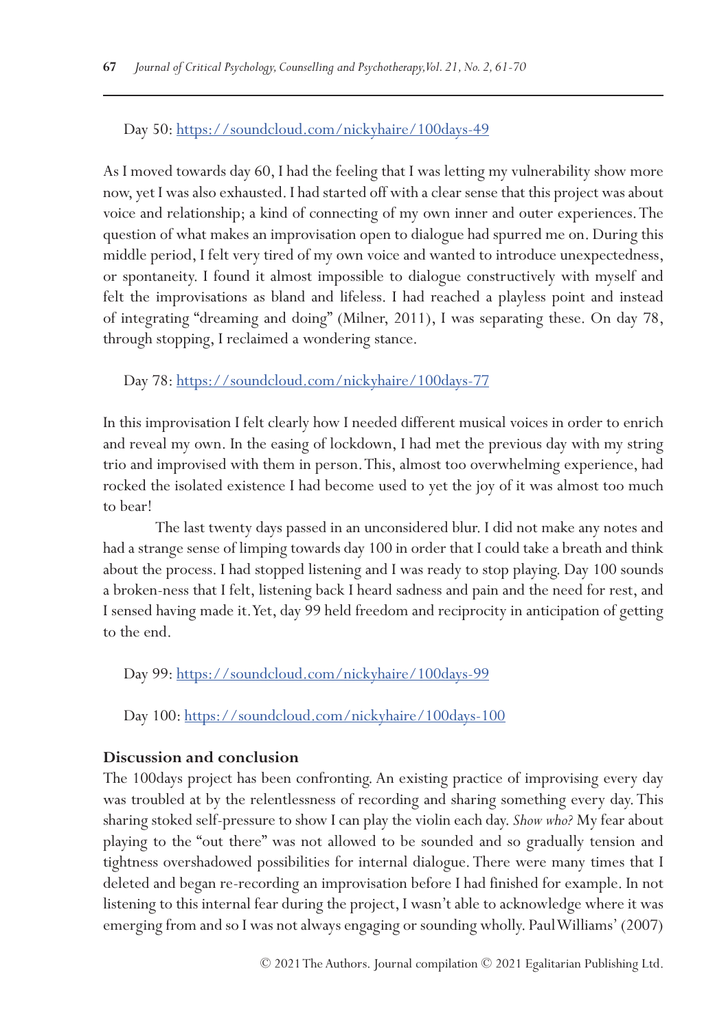Day 50: https://soundcloud.com/nickyhaire/100days-49

As I moved towards day 60, I had the feeling that I was letting my vulnerability show more now, yet I was also exhausted. I had started off with a clear sense that this project was about voice and relationship; a kind of connecting of my own inner and outer experiences. The question of what makes an improvisation open to dialogue had spurred me on. During this middle period, I felt very tired of my own voice and wanted to introduce unexpectedness, or spontaneity. I found it almost impossible to dialogue constructively with myself and felt the improvisations as bland and lifeless. I had reached a playless point and instead of integrating "dreaming and doing" (Milner, 2011), I was separating these. On day 78, through stopping, I reclaimed a wondering stance.

Day 78: https://soundcloud.com/nickyhaire/100days-77

In this improvisation I felt clearly how I needed different musical voices in order to enrich and reveal my own. In the easing of lockdown, I had met the previous day with my string trio and improvised with them in person. This, almost too overwhelming experience, had rocked the isolated existence I had become used to yet the joy of it was almost too much to bear!

The last twenty days passed in an unconsidered blur. I did not make any notes and had a strange sense of limping towards day 100 in order that I could take a breath and think about the process. I had stopped listening and I was ready to stop playing. Day 100 sounds a broken-ness that I felt, listening back I heard sadness and pain and the need for rest, and I sensed having made it. Yet, day 99 held freedom and reciprocity in anticipation of getting to the end.

Day 99: https://soundcloud.com/nickyhaire/100days-99

Day 100: https://soundcloud.com/nickyhaire/100days-100

## Discussion and conclusion

The 100days project has been confronting. An existing practice of improvising every day was troubled at by the relentlessness of recording and sharing something every day. This sharing stoked self-pressure to show I can play the violin each day. *Show who?* My fear about playing to the "out there" was not allowed to be sounded and so gradually tension and tightness overshadowed possibilities for internal dialogue. There were many times that I deleted and began re-recording an improvisation before I had finished for example. In not listening to this internal fear during the project, I wasn't able to acknowledge where it was emerging from and so I was not always engaging or sounding wholly. Paul Williams' (2007)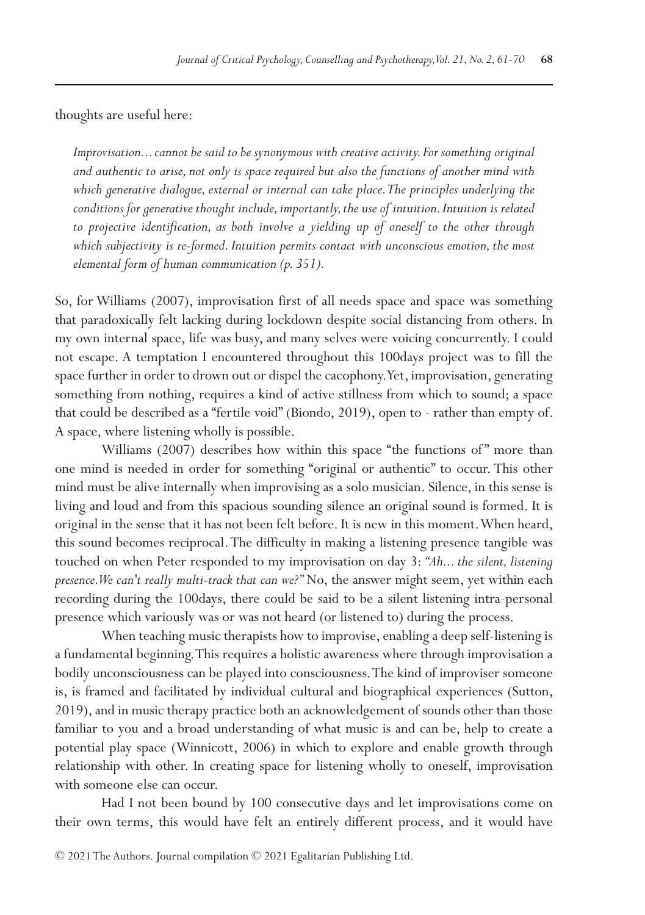thoughts are useful here:

> *Improvisation… cannot be said to be synonymous with creative activity. For something original and authentic to arise, not only is space required but also the functions of another mind with which generative dialogue, external or internal can take place. The principles underlying the conditions for generative thought include, importantly, the use of intuition. Intuition is related to projective identification, as both involve a yielding up of oneself to the other through which subjectivity is re-formed. Intuition permits contact with unconscious emotion, the most elemental form of human communication (p. 351).*

So, for Williams (2007), improvisation first of all needs space and space was something that paradoxically felt lacking during lockdown despite social distancing from others. In my own internal space, life was busy, and many selves were voicing concurrently. I could not escape. A temptation I encountered throughout this 100days project was to fill the space further in order to drown out or dispel the cacophony. Yet, improvisation, generating something from nothing, requires a kind of active stillness from which to sound; a space that could be described as a "fertile void" (Biondo, 2019), open to - rather than empty of. A space, where listening wholly is possible.

Williams (2007) describes how within this space "the functions of" more than one mind is needed in order for something "original or authentic" to occur. This other mind must be alive internally when improvising as a solo musician. Silence, in this sense is living and loud and from this spacious sounding silence an original sound is formed. It is original in the sense that it has not been felt before. It is new in this moment. When heard, this sound becomes reciprocal. The difficulty in making a listening presence tangible was touched on when Peter responded to my improvisation on day 3: *"Ah... the silent, listening presence. We can't really multi-track that can we?"* No, the answer might seem, yet within each recording during the 100days, there could be said to be a silent listening intra-personal presence which variously was or was not heard (or listened to) during the process.

When teaching music therapists how to improvise, enabling a deep self-listening is a fundamental beginning. This requires a holistic awareness where through improvisation a bodily unconsciousness can be played into consciousness. The kind of improviser someone is, is framed and facilitated by individual cultural and biographical experiences (Sutton, 2019), and in music therapy practice both an acknowledgement of sounds other than those familiar to you and a broad understanding of what music is and can be, help to create a potential play space (Winnicott, 2006) in which to explore and enable growth through relationship with other. In creating space for listening wholly to oneself, improvisation with someone else can occur.

Had I not been bound by 100 consecutive days and let improvisations come on their own terms, this would have felt an entirely different process, and it would have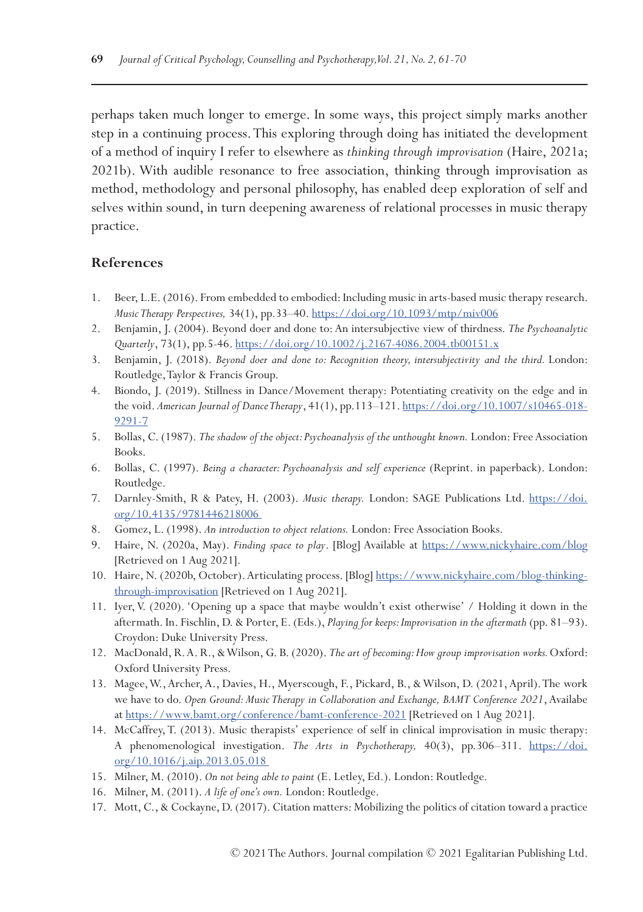perhaps taken much longer to emerge. In some ways, this project simply marks another step in a continuing process. This exploring through doing has initiated the development of a method of inquiry I refer to elsewhere as *thinking through improvisation* (Haire, 2021a; 2021b). With audible resonance to free association, thinking through improvisation as method, methodology and personal philosophy, has enabled deep exploration of self and selves within sound, in turn deepening awareness of relational processes in music therapy practice.

## References

1. Beer, L.E. (2016). From embedded to embodied: Including music in arts-based music therapy research. *Music Therapy Perspectives,* 34(1), pp.33–40. https://doi.org/10.1093/mtp/miv006
2. Benjamin, J. (2004). Beyond doer and done to: An intersubjective view of thirdness. *The Psychoanalytic Quarterly*, 73(1), pp.5-46. https://doi.org/10.1002/j.2167-4086.2004.tb00151.x
3. Benjamin, J. (2018). *Beyond doer and done to: Recognition theory, intersubjectivity and the third.* London: Routledge, Taylor & Francis Group.
4. Biondo, J. (2019). Stillness in Dance/Movement therapy: Potentiating creativity on the edge and in the void. *American Journal of Dance Therapy*, 41(1), pp.113–121. https://doi.org/10.1007/s10465-018-9291-7
5. Bollas, C. (1987). *The shadow of the object: Psychoanalysis of the unthought known.* London: Free Association Books.
6. Bollas, C. (1997). *Being a character: Psychoanalysis and self experience* (Reprint. in paperback). London: Routledge.
7. Darnley-Smith, R & Patey, H. (2003). *Music therapy.* London: SAGE Publications Ltd. https://doi.org/10.4135/9781446218006
8. Gomez, L. (1998). *An introduction to object relations.* London: Free Association Books.
9. Haire, N. (2020a, May). *Finding space to play*. [Blog] Available at https://www.nickyhaire.com/blog [Retrieved on 1 Aug 2021].
10. Haire, N. (2020b, October). Articulating process. [Blog] https://www.nickyhaire.com/blog-thinking-through-improvisation [Retrieved on 1 Aug 2021].
11. Iyer, V. (2020). 'Opening up a space that maybe wouldn't exist otherwise' / Holding it down in the aftermath. In. Fischlin, D. & Porter, E. (Eds.), *Playing for keeps: Improvisation in the aftermath* (pp. 81–93). Croydon: Duke University Press.
12. MacDonald, R. A. R., & Wilson, G. B. (2020). *The art of becoming: How group improvisation works.* Oxford: Oxford University Press.
13. Magee, W., Archer, A., Davies, H., Myerscough, F., Pickard, B., & Wilson, D. (2021, April). The work we have to do. *Open Ground: Music Therapy in Collaboration and Exchange, BAMT Conference 2021*, Availabe at https://www.bamt.org/conference/bamt-conference-2021 [Retrieved on 1 Aug 2021].
14. McCaffrey, T. (2013). Music therapists' experience of self in clinical improvisation in music therapy: A phenomenological investigation. *The Arts in Psychotherapy,* 40(3), pp.306–311. https://doi.org/10.1016/j.aip.2013.05.018
15. Milner, M. (2010). *On not being able to paint* (E. Letley, Ed.). London: Routledge.
16. Milner, M. (2011). *A life of one's own.* London: Routledge.
17. Mott, C., & Cockayne, D. (2017). Citation matters: Mobilizing the politics of citation toward a practice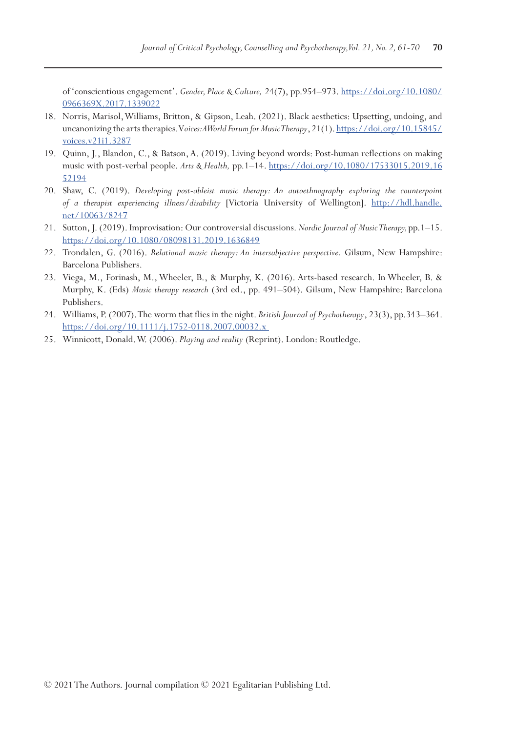of 'conscientious engagement'. *Gender, Place & Culture,* 24(7), pp.954–973. https://doi.org/10.1080/0966369X.2017.1339022

18. Norris, Marisol, Williams, Britton, & Gipson, Leah. (2021). Black aesthetics: Upsetting, undoing, and uncanonizing the arts therapies. *Voices: A World Forum for Music Therapy*, 21(1). https://doi.org/10.15845/voices.v21i1.3287
19. Quinn, J., Blandon, C., & Batson, A. (2019). Living beyond words: Post-human reflections on making music with post-verbal people. *Arts & Health,* pp.1–14. https://doi.org/10.1080/17533015.2019.1652194
20. Shaw, C. (2019). *Developing post-ableist music therapy: An autoethnography exploring the counterpoint of a therapist experiencing illness/disability* [Victoria University of Wellington]. http://hdl.handle.net/10063/8247
21. Sutton, J. (2019). Improvisation: Our controversial discussions. *Nordic Journal of Music Therapy,* pp.1–15. https://doi.org/10.1080/08098131.2019.1636849
22. Trondalen, G. (2016). *Relational music therapy: An intersubjective perspective.* Gilsum, New Hampshire: Barcelona Publishers.
23. Viega, M., Forinash, M., Wheeler, B., & Murphy, K. (2016). Arts-based research. In Wheeler, B. & Murphy, K. (Eds) *Music therapy research* (3rd ed., pp. 491–504). Gilsum, New Hampshire: Barcelona Publishers.
24. Williams, P. (2007). The worm that flies in the night. *British Journal of Psychotherapy*, 23(3), pp.343–364. https://doi.org/10.1111/j.1752-0118.2007.00032.x
25. Winnicott, Donald. W. (2006). *Playing and reality* (Reprint). London: Routledge.

© 2021 The Authors. Journal compilation © 2021 Egalitarian Publishing Ltd.